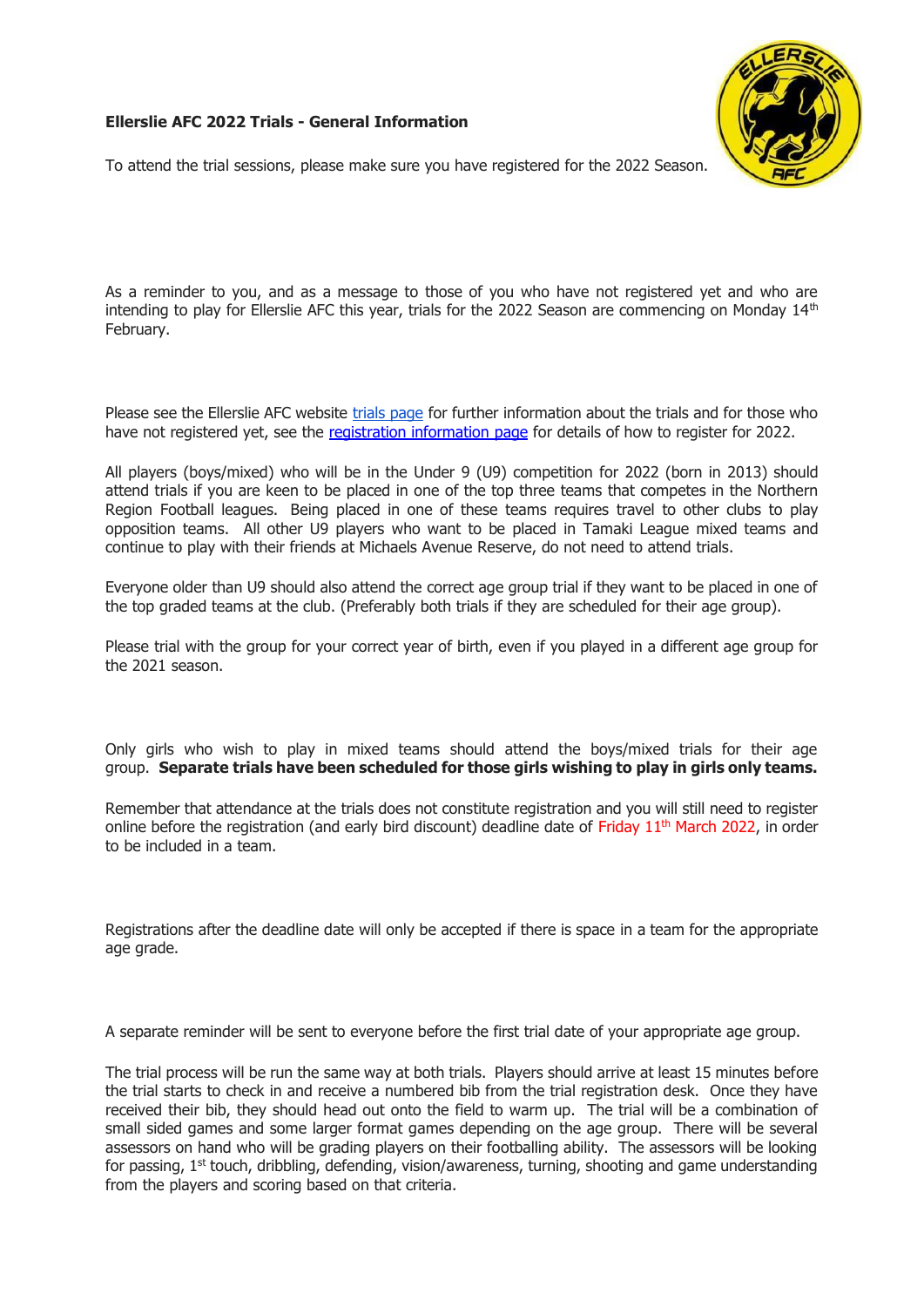**Ellerslie AFC 2022 Trials - General Information**

To attend the trial sessions, please make sure you have registered for the 2022 Season.

As a reminder to you, and as a message to those of you who have not registered yet and who are intending to play for Ellerslie AFC this year, trials for the 2022 Season are commencing on Monday 14th February.

Please see the Ellerslie AFC website trials page for further information about the trials and for those who have not registered yet, see the registration information page for details of how to register for 2022.

All players (boys/mixed) who will be in the Under 9 (U9) competition for 2022 (born in 2013) should attend trials if you are keen to be placed in one of the top three teams that competes in the Northern Region Football leagues. Being placed in one of these teams requires travel to other clubs to play opposition teams. All other U9 players who want to be placed in Tamaki League mixed teams and continue to play with their friends at Michaels Avenue Reserve, do not need to attend trials.

Everyone older than U9 should also attend the correct age group trial if they want to be placed in one of the top graded teams at the club. (Preferably both trials if they are scheduled for their age group).

Please trial with the group for your correct year of birth, even if you played in a different age group for the 2021 season.

Only girls who wish to play in mixed teams should attend the boys/mixed trials for their age group. **Separate trials have been scheduled for those girls wishing to play in girls only teams.**

Remember that attendance at the trials does not constitute registration and you will still need to register online before the registration (and early bird discount) deadline date of Friday 11th March 2022, in order to be included in a team.

Registrations after the deadline date will only be accepted if there is space in a team for the appropriate age grade.

A separate reminder will be sent to everyone before the first trial date of your appropriate age group.

The trial process will be run the same way at both trials. Players should arrive at least 15 minutes before the trial starts to check in and receive a numbered bib from the trial registration desk. Once they have received their bib, they should head out onto the field to warm up. The trial will be a combination of small sided games and some larger format games depending on the age group. There will be several assessors on hand who will be grading players on their footballing ability. The assessors will be looking for passing, 1st touch, dribbling, defending, vision/awareness, turning, shooting and game understanding from the players and scoring based on that criteria.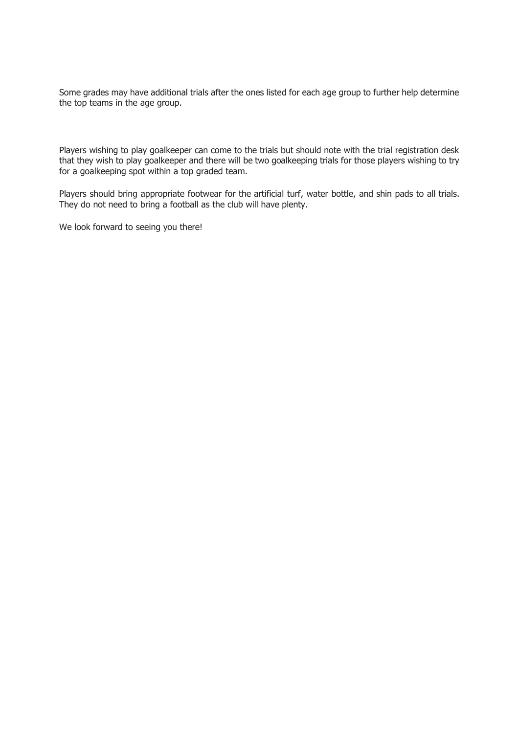Some grades may have additional trials after the ones listed for each age group to further help determine the top teams in the age group.

Players wishing to play goalkeeper can come to the trials but should note with the trial registration desk that they wish to play goalkeeper and there will be two goalkeeping trials for those players wishing to try for a goalkeeping spot within a top graded team.

Players should bring appropriate footwear for the artificial turf, water bottle, and shin pads to all trials. They do not need to bring a football as the club will have plenty.

We look forward to seeing you there!